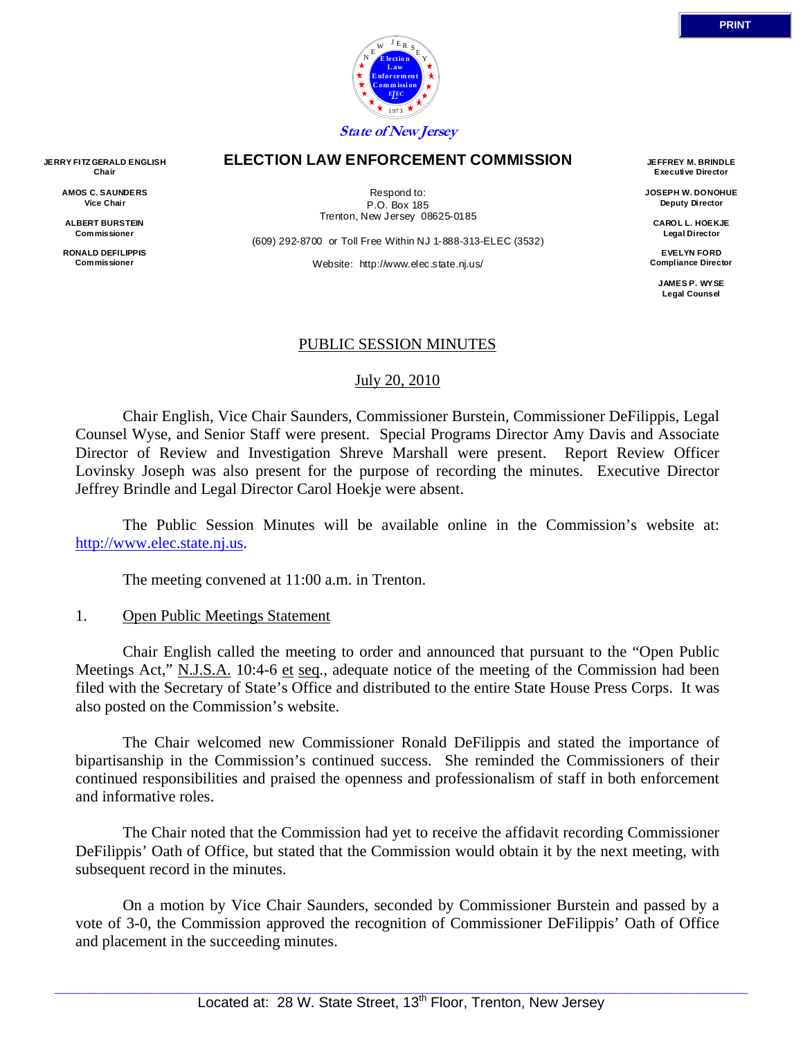PRINT

State of New Jersey

# ELECTION LAW ENFORCEMENT COMMISSION

**JERRY FITZGERALD ENGLISH**
Chair

**AMOS C. SAUNDERS**
Vice Chair

**ALBERT BURSTEIN**
Commissioner

**RONALD DEFILIPPIS**
Commissioner

Respond to:
P.O. Box 185
Trenton, New Jersey 08625-0185

(609) 292-8700 or Toll Free Within NJ 1-888-313-ELEC (3532)

Website: http://www.elec.state.nj.us/

**JEFFREY M. BRINDLE**
Executive Director

**JOSEPH W. DONOHUE**
Deputy Director

**CAROL L. HOEKJE**
Legal Director

**EVELYN FORD**
Compliance Director

**JAMES P. WYSE**
Legal Counsel

## PUBLIC SESSION MINUTES

July 20, 2010

Chair English, Vice Chair Saunders, Commissioner Burstein, Commissioner DeFilippis, Legal Counsel Wyse, and Senior Staff were present. Special Programs Director Amy Davis and Associate Director of Review and Investigation Shreve Marshall were present. Report Review Officer Lovinsky Joseph was also present for the purpose of recording the minutes. Executive Director Jeffrey Brindle and Legal Director Carol Hoekje were absent.

The Public Session Minutes will be available online in the Commission's website at: http://www.elec.state.nj.us.

The meeting convened at 11:00 a.m. in Trenton.

1. Open Public Meetings Statement

Chair English called the meeting to order and announced that pursuant to the "Open Public Meetings Act," N.J.S.A. 10:4-6 et seq., adequate notice of the meeting of the Commission had been filed with the Secretary of State's Office and distributed to the entire State House Press Corps. It was also posted on the Commission's website.

The Chair welcomed new Commissioner Ronald DeFilippis and stated the importance of bipartisanship in the Commission's continued success. She reminded the Commissioners of their continued responsibilities and praised the openness and professionalism of staff in both enforcement and informative roles.

The Chair noted that the Commission had yet to receive the affidavit recording Commissioner DeFilippis' Oath of Office, but stated that the Commission would obtain it by the next meeting, with subsequent record in the minutes.

On a motion by Vice Chair Saunders, seconded by Commissioner Burstein and passed by a vote of 3-0, the Commission approved the recognition of Commissioner DeFilippis' Oath of Office and placement in the succeeding minutes.

Located at: 28 W. State Street, 13th Floor, Trenton, New Jersey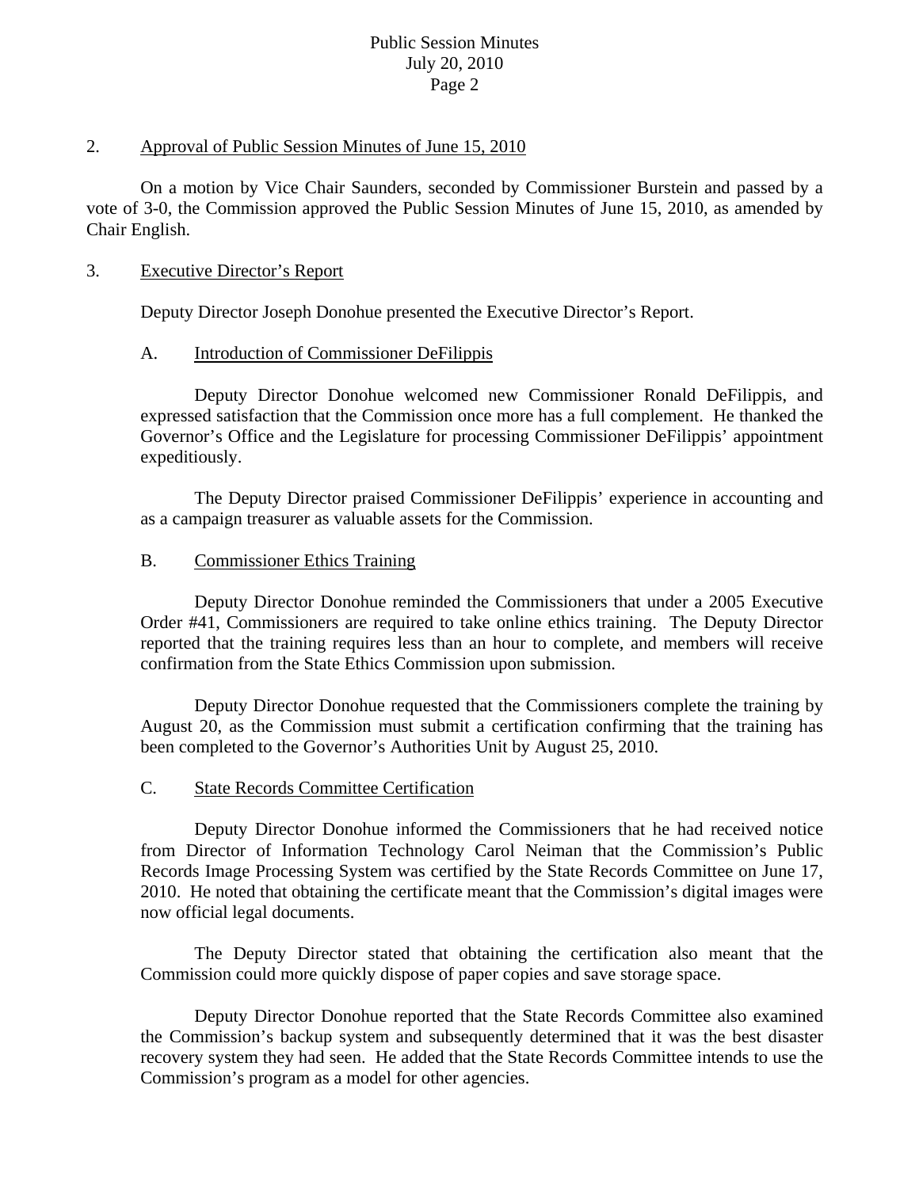2. Approval of Public Session Minutes of June 15, 2010

On a motion by Vice Chair Saunders, seconded by Commissioner Burstein and passed by a vote of 3-0, the Commission approved the Public Session Minutes of June 15, 2010, as amended by Chair English.

3. Executive Director's Report

Deputy Director Joseph Donohue presented the Executive Director's Report.

A. Introduction of Commissioner DeFilippis

Deputy Director Donohue welcomed new Commissioner Ronald DeFilippis, and expressed satisfaction that the Commission once more has a full complement. He thanked the Governor's Office and the Legislature for processing Commissioner DeFilippis' appointment expeditiously.

The Deputy Director praised Commissioner DeFilippis' experience in accounting and as a campaign treasurer as valuable assets for the Commission.

B. Commissioner Ethics Training

Deputy Director Donohue reminded the Commissioners that under a 2005 Executive Order #41, Commissioners are required to take online ethics training. The Deputy Director reported that the training requires less than an hour to complete, and members will receive confirmation from the State Ethics Commission upon submission.

Deputy Director Donohue requested that the Commissioners complete the training by August 20, as the Commission must submit a certification confirming that the training has been completed to the Governor's Authorities Unit by August 25, 2010.

C. State Records Committee Certification

Deputy Director Donohue informed the Commissioners that he had received notice from Director of Information Technology Carol Neiman that the Commission's Public Records Image Processing System was certified by the State Records Committee on June 17, 2010. He noted that obtaining the certificate meant that the Commission's digital images were now official legal documents.

The Deputy Director stated that obtaining the certification also meant that the Commission could more quickly dispose of paper copies and save storage space.

Deputy Director Donohue reported that the State Records Committee also examined the Commission's backup system and subsequently determined that it was the best disaster recovery system they had seen. He added that the State Records Committee intends to use the Commission's program as a model for other agencies.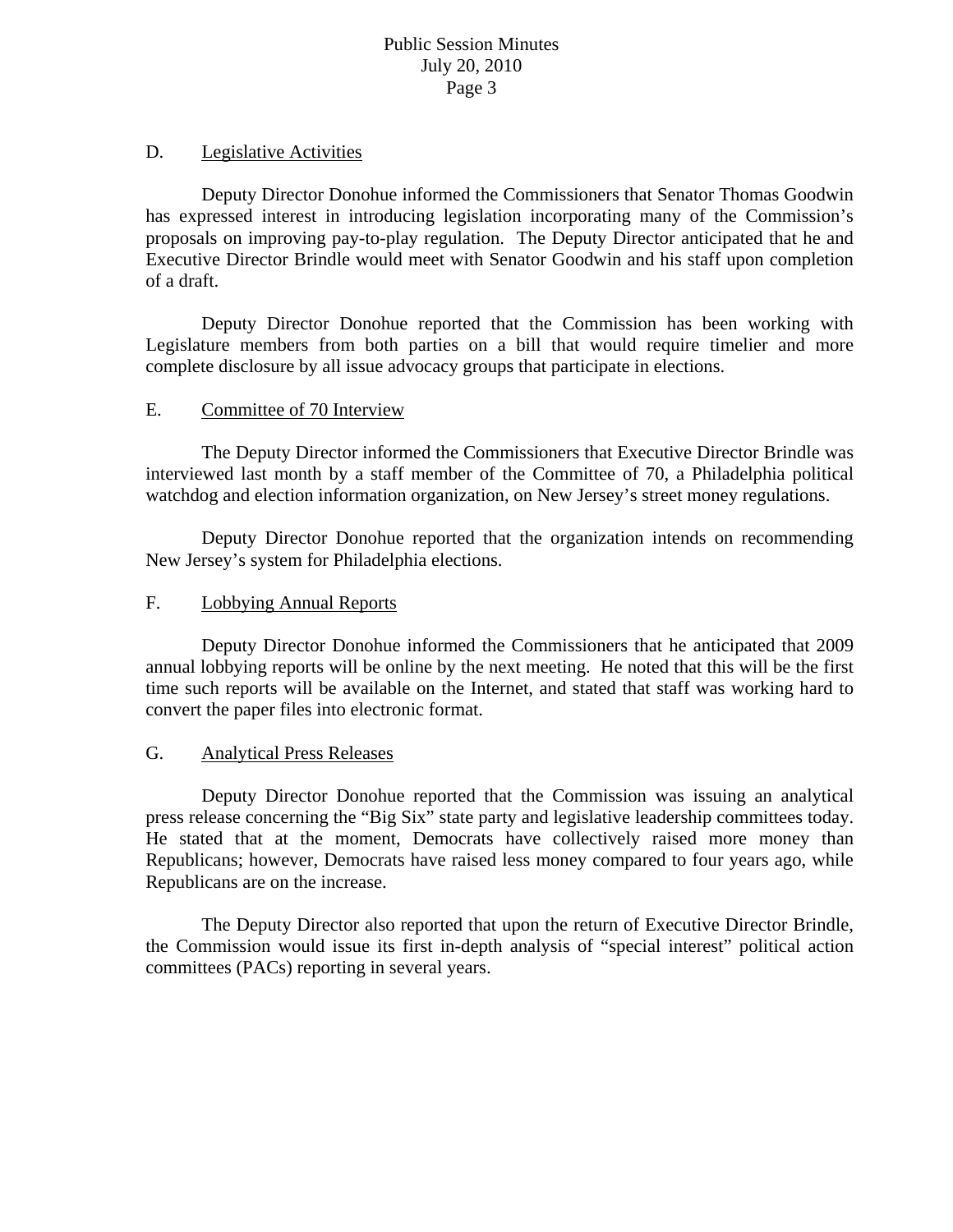D. Legislative Activities

Deputy Director Donohue informed the Commissioners that Senator Thomas Goodwin has expressed interest in introducing legislation incorporating many of the Commission's proposals on improving pay-to-play regulation. The Deputy Director anticipated that he and Executive Director Brindle would meet with Senator Goodwin and his staff upon completion of a draft.

Deputy Director Donohue reported that the Commission has been working with Legislature members from both parties on a bill that would require timelier and more complete disclosure by all issue advocacy groups that participate in elections.

E. Committee of 70 Interview

The Deputy Director informed the Commissioners that Executive Director Brindle was interviewed last month by a staff member of the Committee of 70, a Philadelphia political watchdog and election information organization, on New Jersey's street money regulations.

Deputy Director Donohue reported that the organization intends on recommending New Jersey's system for Philadelphia elections.

F. Lobbying Annual Reports

Deputy Director Donohue informed the Commissioners that he anticipated that 2009 annual lobbying reports will be online by the next meeting. He noted that this will be the first time such reports will be available on the Internet, and stated that staff was working hard to convert the paper files into electronic format.

G. Analytical Press Releases

Deputy Director Donohue reported that the Commission was issuing an analytical press release concerning the "Big Six" state party and legislative leadership committees today. He stated that at the moment, Democrats have collectively raised more money than Republicans; however, Democrats have raised less money compared to four years ago, while Republicans are on the increase.

The Deputy Director also reported that upon the return of Executive Director Brindle, the Commission would issue its first in-depth analysis of "special interest" political action committees (PACs) reporting in several years.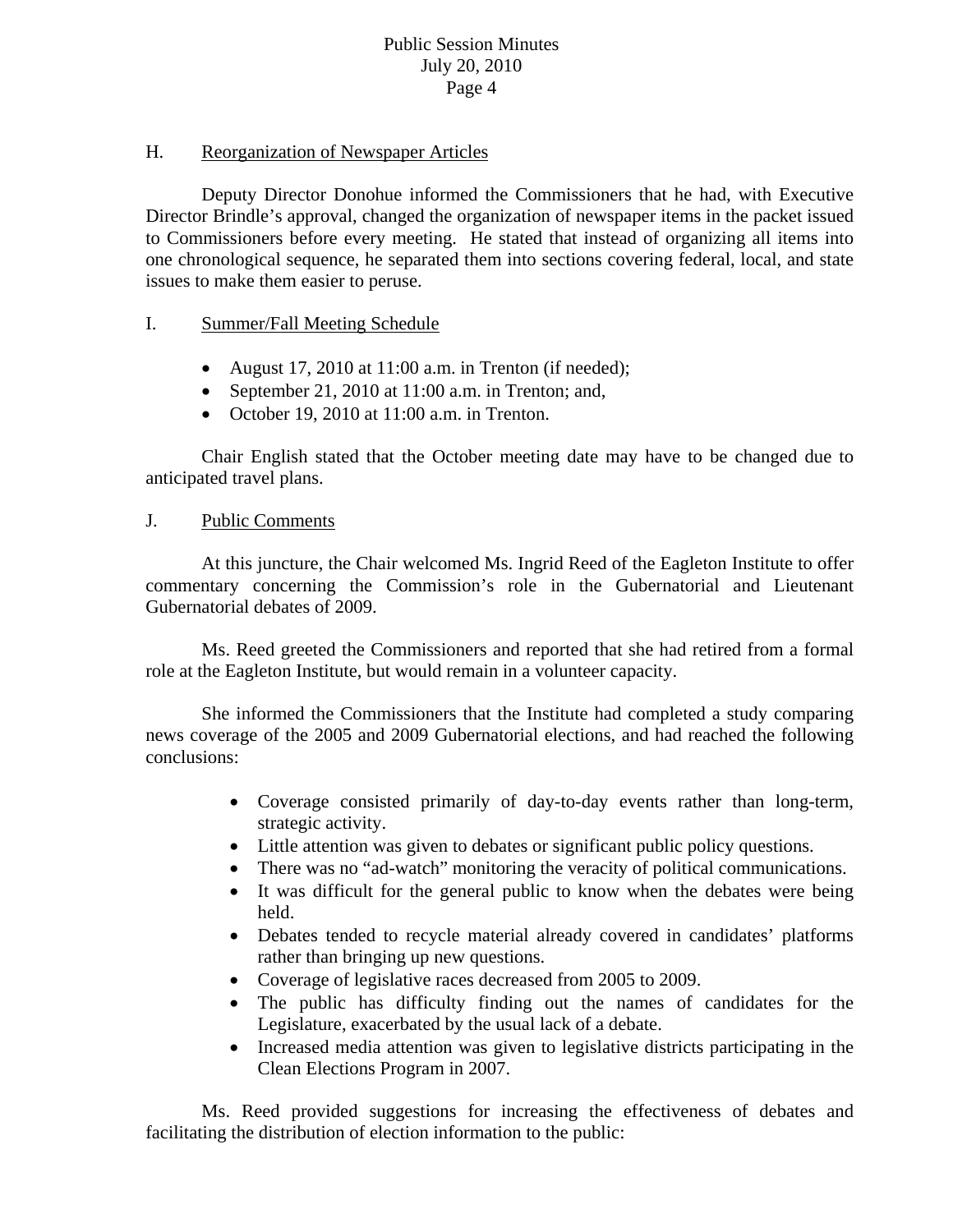## H. Reorganization of Newspaper Articles

Deputy Director Donohue informed the Commissioners that he had, with Executive Director Brindle's approval, changed the organization of newspaper items in the packet issued to Commissioners before every meeting. He stated that instead of organizing all items into one chronological sequence, he separated them into sections covering federal, local, and state issues to make them easier to peruse.

## I. Summer/Fall Meeting Schedule

- August 17, 2010 at 11:00 a.m. in Trenton (if needed);
- September 21, 2010 at 11:00 a.m. in Trenton; and,
- October 19, 2010 at 11:00 a.m. in Trenton.

Chair English stated that the October meeting date may have to be changed due to anticipated travel plans.

## J. Public Comments

At this juncture, the Chair welcomed Ms. Ingrid Reed of the Eagleton Institute to offer commentary concerning the Commission's role in the Gubernatorial and Lieutenant Gubernatorial debates of 2009.

Ms. Reed greeted the Commissioners and reported that she had retired from a formal role at the Eagleton Institute, but would remain in a volunteer capacity.

She informed the Commissioners that the Institute had completed a study comparing news coverage of the 2005 and 2009 Gubernatorial elections, and had reached the following conclusions:

- Coverage consisted primarily of day-to-day events rather than long-term, strategic activity.
- Little attention was given to debates or significant public policy questions.
- There was no "ad-watch" monitoring the veracity of political communications.
- It was difficult for the general public to know when the debates were being held.
- Debates tended to recycle material already covered in candidates' platforms rather than bringing up new questions.
- Coverage of legislative races decreased from 2005 to 2009.
- The public has difficulty finding out the names of candidates for the Legislature, exacerbated by the usual lack of a debate.
- Increased media attention was given to legislative districts participating in the Clean Elections Program in 2007.

Ms. Reed provided suggestions for increasing the effectiveness of debates and facilitating the distribution of election information to the public: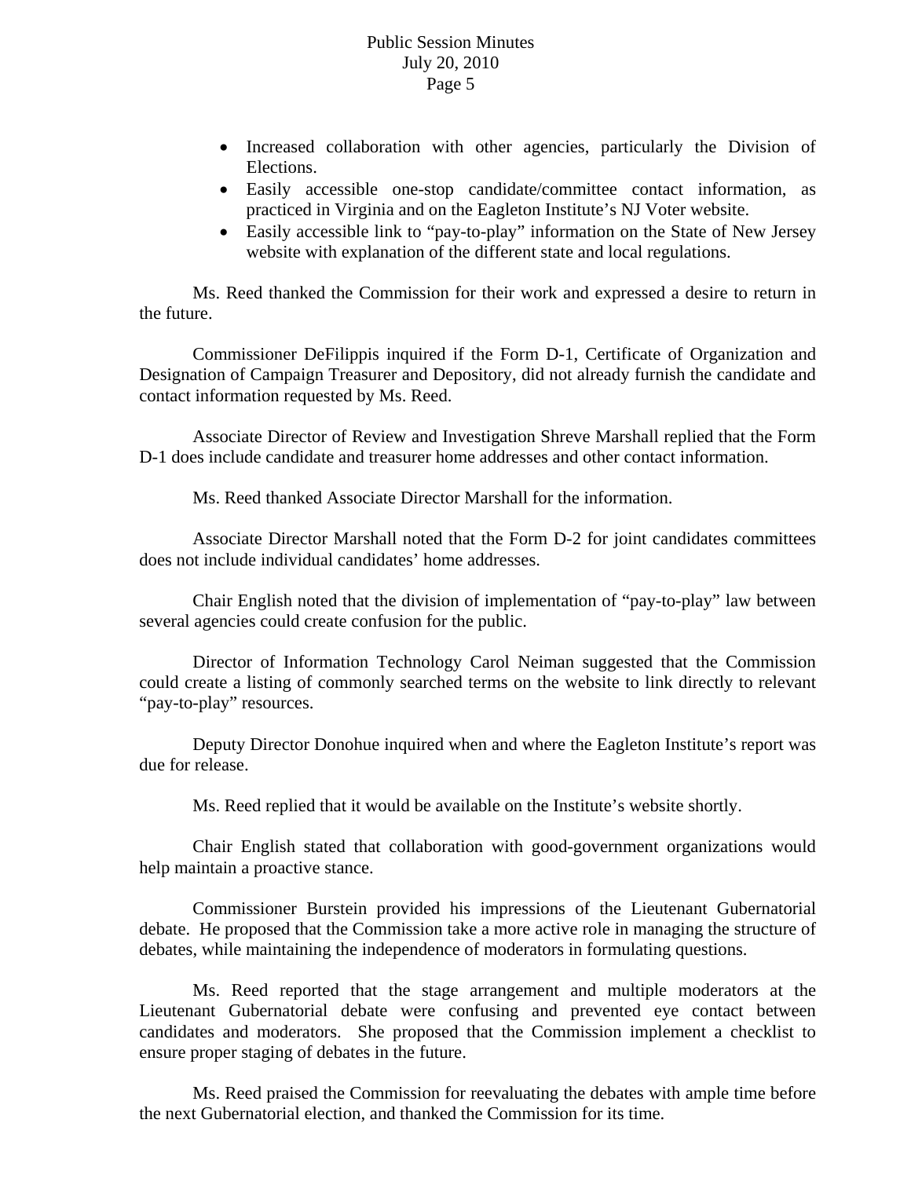- Increased collaboration with other agencies, particularly the Division of Elections.
- Easily accessible one-stop candidate/committee contact information, as practiced in Virginia and on the Eagleton Institute's NJ Voter website.
- Easily accessible link to "pay-to-play" information on the State of New Jersey website with explanation of the different state and local regulations.

Ms. Reed thanked the Commission for their work and expressed a desire to return in the future.

Commissioner DeFilippis inquired if the Form D-1, Certificate of Organization and Designation of Campaign Treasurer and Depository, did not already furnish the candidate and contact information requested by Ms. Reed.

Associate Director of Review and Investigation Shreve Marshall replied that the Form D-1 does include candidate and treasurer home addresses and other contact information.

Ms. Reed thanked Associate Director Marshall for the information.

Associate Director Marshall noted that the Form D-2 for joint candidates committees does not include individual candidates' home addresses.

Chair English noted that the division of implementation of "pay-to-play" law between several agencies could create confusion for the public.

Director of Information Technology Carol Neiman suggested that the Commission could create a listing of commonly searched terms on the website to link directly to relevant "pay-to-play" resources.

Deputy Director Donohue inquired when and where the Eagleton Institute's report was due for release.

Ms. Reed replied that it would be available on the Institute's website shortly.

Chair English stated that collaboration with good-government organizations would help maintain a proactive stance.

Commissioner Burstein provided his impressions of the Lieutenant Gubernatorial debate. He proposed that the Commission take a more active role in managing the structure of debates, while maintaining the independence of moderators in formulating questions.

Ms. Reed reported that the stage arrangement and multiple moderators at the Lieutenant Gubernatorial debate were confusing and prevented eye contact between candidates and moderators. She proposed that the Commission implement a checklist to ensure proper staging of debates in the future.

Ms. Reed praised the Commission for reevaluating the debates with ample time before the next Gubernatorial election, and thanked the Commission for its time.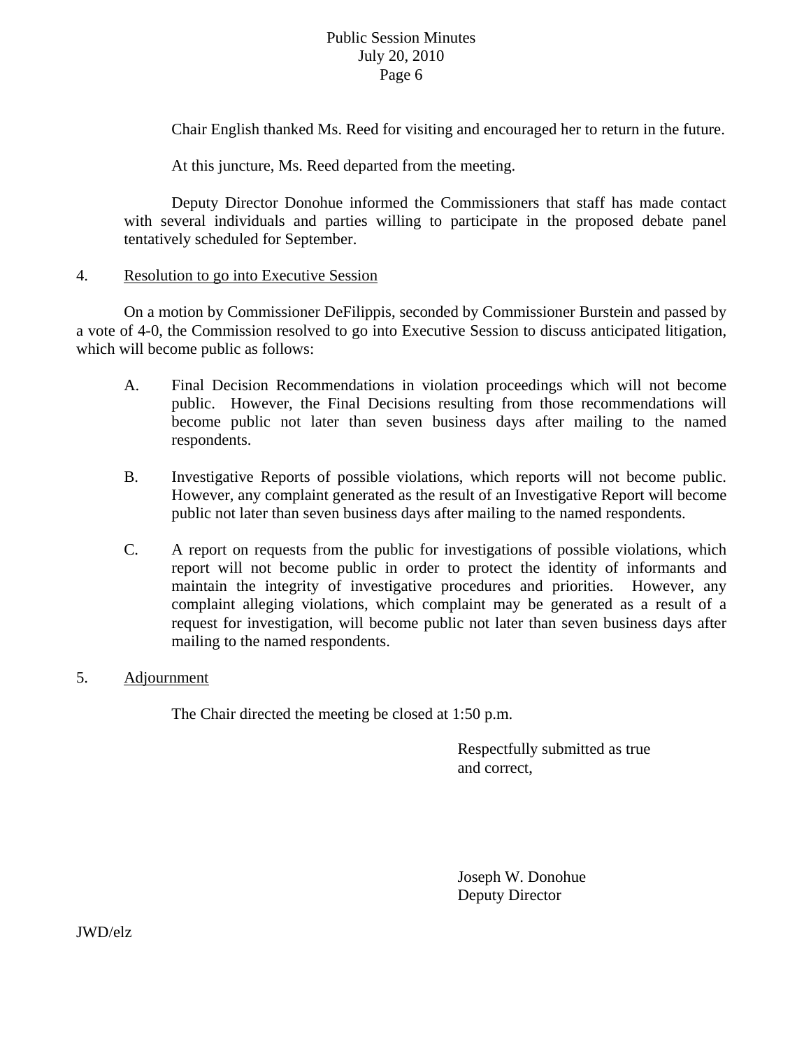Chair English thanked Ms. Reed for visiting and encouraged her to return in the future.

At this juncture, Ms. Reed departed from the meeting.

Deputy Director Donohue informed the Commissioners that staff has made contact with several individuals and parties willing to participate in the proposed debate panel tentatively scheduled for September.

4. Resolution to go into Executive Session

On a motion by Commissioner DeFilippis, seconded by Commissioner Burstein and passed by a vote of 4-0, the Commission resolved to go into Executive Session to discuss anticipated litigation, which will become public as follows:

A. Final Decision Recommendations in violation proceedings which will not become public. However, the Final Decisions resulting from those recommendations will become public not later than seven business days after mailing to the named respondents.

B. Investigative Reports of possible violations, which reports will not become public. However, any complaint generated as the result of an Investigative Report will become public not later than seven business days after mailing to the named respondents.

C. A report on requests from the public for investigations of possible violations, which report will not become public in order to protect the identity of informants and maintain the integrity of investigative procedures and priorities. However, any complaint alleging violations, which complaint may be generated as a result of a request for investigation, will become public not later than seven business days after mailing to the named respondents.

5. Adjournment

The Chair directed the meeting be closed at 1:50 p.m.

Respectfully submitted as true and correct,

Joseph W. Donohue
Deputy Director

JWD/elz